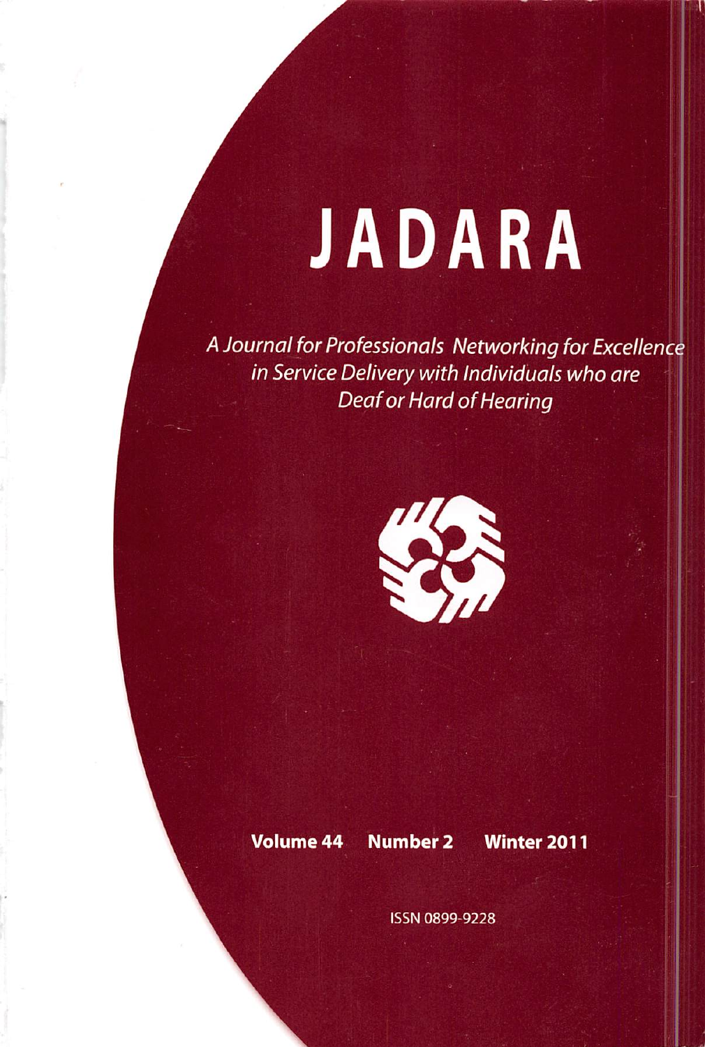# JADARA

*A Journal for Professionals Networking for Excellence in Service Delivery with Individuals who are Deaf or Hard of Hearing*

**Volume 44 Number 2 Winter 2011**

ISSN 0899-9228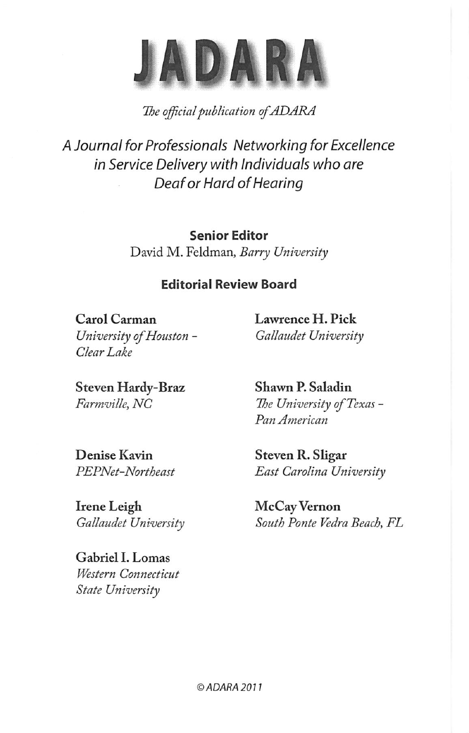# JADARA

*The official publication of ADARA*

*A Journal for Professionals Networking for Excellence in Service Delivery with Individuals who are Deaf or Hard of Hearing*

**Senior Editor**

David M. Feldman, *Barry University*

**Editorial Review Board**

**Carol Carman**
*University of Houston - Clear Lake*

**Steven Hardy-Braz**
*Farmville, NC*

**Denise Kavin**
*PEPNet-Northeast*

**Irene Leigh**
*Gallaudet University*

**Gabriel I. Lomas**
*Western Connecticut State University*

**Lawrence H. Pick**
*Gallaudet University*

**Shawn P. Saladin**
*The University of Texas - Pan American*

**Steven R. Sligar**
*East Carolina University*

**McCay Vernon**
*South Ponte Vedra Beach, FL*

*© ADARA 2011*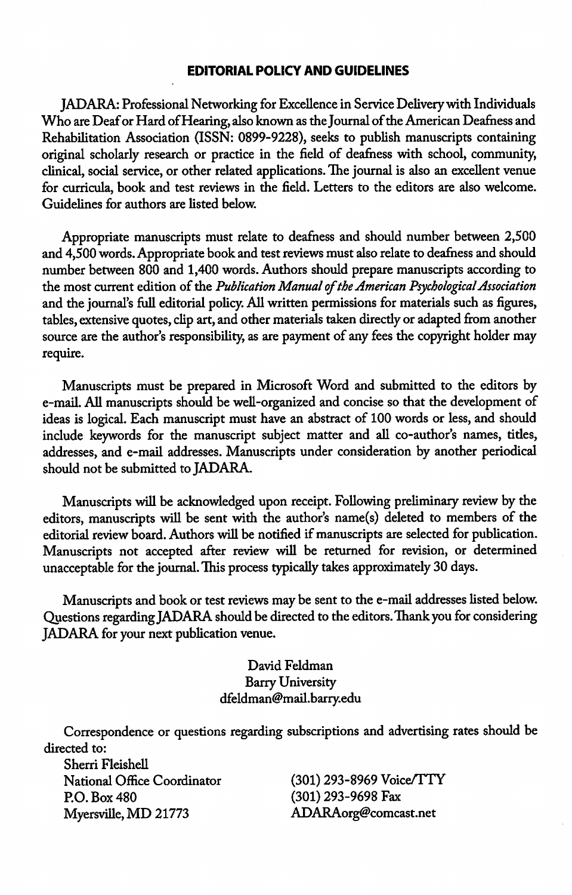## EDITORIAL POLICY AND GUIDELINES

JADARA: Professional Networking for Excellence in Service Delivery with Individuals Who are Deaf or Hard of Hearing, also known as the Journal of the American Deafness and Rehabilitation Association (ISSN: 0899-9228), seeks to publish manuscripts containing original scholarly research or practice in the field of deafness with school, community, clinical, social service, or other related applications. The journal is also an excellent venue for curricula, book and test reviews in the field. Letters to the editors are also welcome. Guidelines for authors are listed below.

Appropriate manuscripts must relate to deafness and should number between 2,500 and 4,500 words. Appropriate book and test reviews must also relate to deafness and should number between 800 and 1,400 words. Authors should prepare manuscripts according to the most current edition of the *Publication Manual of the American Psychological Association* and the journal's full editorial policy. All written permissions for materials such as figures, tables, extensive quotes, clip art, and other materials taken directly or adapted from another source are the author's responsibility, as are payment of any fees the copyright holder may require.

Manuscripts must be prepared in Microsoft Word and submitted to the editors by e-mail. All manuscripts should be well-organized and concise so that the development of ideas is logical. Each manuscript must have an abstract of 100 words or less, and should include keywords for the manuscript subject matter and all co-author's names, titles, addresses, and e-mail addresses. Manuscripts under consideration by another periodical should not be submitted to JADARA.

Manuscripts will be acknowledged upon receipt. Following preliminary review by the editors, manuscripts will be sent with the author's name(s) deleted to members of the editorial review board. Authors will be notified if manuscripts are selected for publication. Manuscripts not accepted after review will be returned for revision, or determined unacceptable for the journal. This process typically takes approximately 30 days.

Manuscripts and book or test reviews may be sent to the e-mail addresses listed below. Questions regarding JADARA should be directed to the editors. Thank you for considering JADARA for your next publication venue.

David Feldman
Barry University
dfeldman@mail.barry.edu

Correspondence or questions regarding subscriptions and advertising rates should be directed to:

Sherri Fleishell
National Office Coordinator
P.O. Box 480
Myersville, MD 21773

(301) 293-8969 Voice/TTY
(301) 293-9698 Fax
ADARAorg@comcast.net